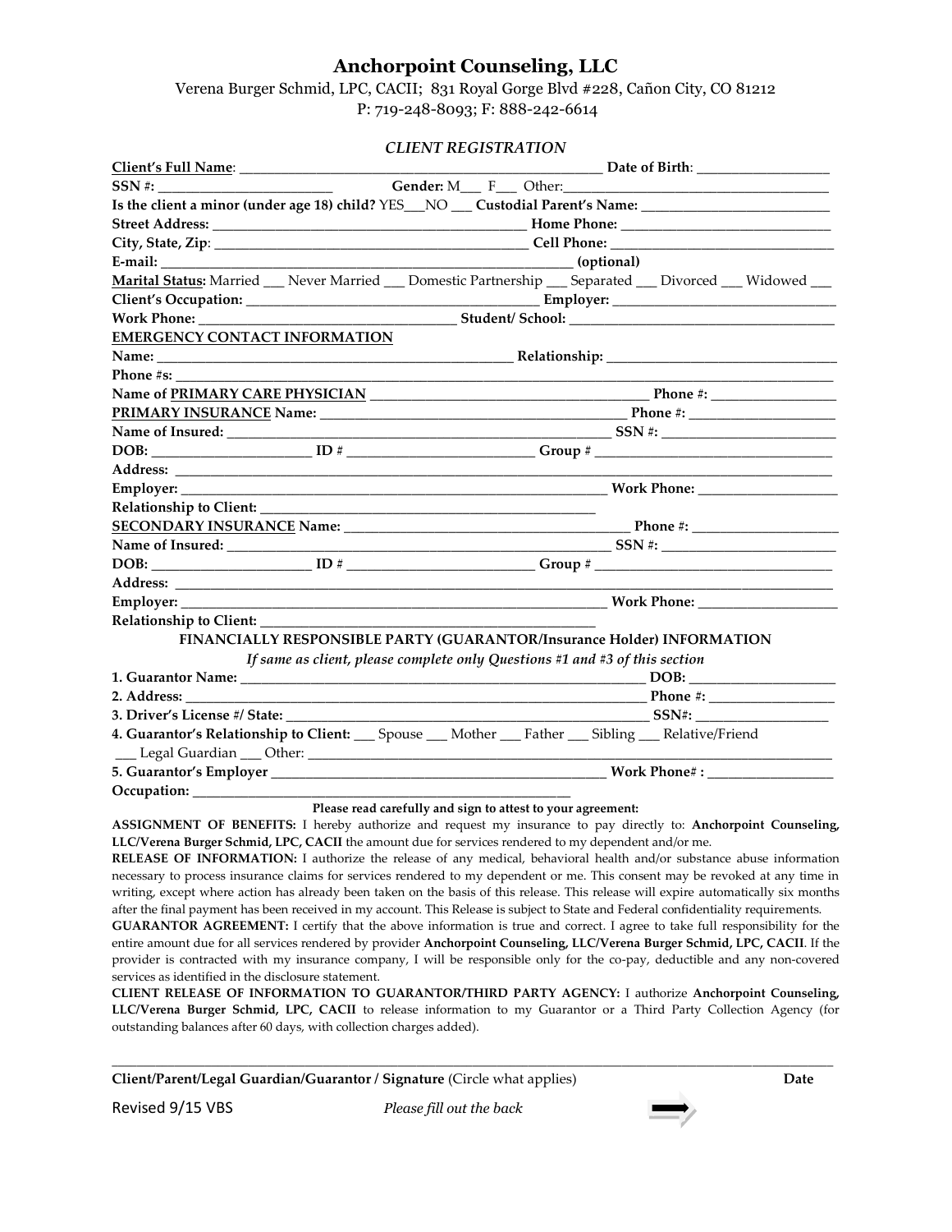# Anchorpoint Counseling, LLC

Verena Burger Schmid, LPC, CACII; 831 Royal Gorge Blvd #228, Cañon City, CO 81212
P: 719-248-8093; F: 888-242-6614

## *CLIENT REGISTRATION*

**Client's Full Name**: ____________________________________________ **Date of Birth**: _________________

**SSN #:** ______________________ **Gender:** M___ F___ Other:__________________________________

**Is the client a minor (under age 18) child?** YES___NO ___ **Custodial Parent's Name:** _______________________

**Street Address:** _________________________________________ **Home Phone:** ___________________________

**City, State, Zip**: _________________________________________ **Cell Phone:** ____________________________

**E-mail:** ____________________________________________________ **(optional)**

**Marital Status**: Married ___ Never Married ___ Domestic Partnership ___ Separated ___ Divorced ___ Widowed ___

**Client's Occupation:** _____________________________________ **Employer:** ______________________________

**Work Phone:** __________________________________ **Student/ School:** ___________________________________

**EMERGENCY CONTACT INFORMATION**

**Name:** _______________________________________________ **Relationship:** _______________________________

**Phone #s:** _____________________________________________________________________________________

**Name of PRIMARY CARE PHYSICIAN** ____________________________________ **Phone #:** ________________

**PRIMARY INSURANCE Name:** ______________________________________ **Phone #:** ___________________

**Name of Insured:** ____________________________________________ **SSN #:** ________________________

**DOB:** _____________________ **ID #** ________________________ **Group #** _____________________________

**Address:** ______________________________________________________________________________________

**Employer:** ___________________________________________________ **Work Phone:** __________________

**Relationship to Client:** ____________________________________________

**SECONDARY INSURANCE Name:** ____________________________________ **Phone #:** ___________________

**Name of Insured:** ____________________________________________ **SSN #:** ________________________

**DOB:** _____________________ **ID #** ________________________ **Group #** _____________________________

**Address:** ______________________________________________________________________________________

**Employer:** ___________________________________________________ **Work Phone:** __________________

**Relationship to Client:** ____________________________________________

**FINANCIALLY RESPONSIBLE PARTY (GUARANTOR/Insurance Holder) INFORMATION**

*If same as client, please complete only Questions #1 and #3 of this section*

**1. Guarantor Name:** ________________________________________________________ **DOB:** ___________________

**2. Address:** _______________________________________________________________ **Phone #:** ________________

**3. Driver's License #/ State:** ______________________________________________ **SSN#:** _________________

**4. Guarantor's Relationship to Client:** ___ Spouse ___ Mother ___ Father ___ Sibling ___ Relative/Friend
___ Legal Guardian ___ Other: ______________________________________________________________________

**5. Guarantor's Employer** ____________________________________________ **Work Phone# :** _________________

**Occupation:** _______________________________________________

**Please read carefully and sign to attest to your agreement:**

**ASSIGNMENT OF BENEFITS:** I hereby authorize and request my insurance to pay directly to: **Anchorpoint Counseling, LLC/Verena Burger Schmid, LPC, CACII** the amount due for services rendered to my dependent and/or me.

**RELEASE OF INFORMATION:** I authorize the release of any medical, behavioral health and/or substance abuse information necessary to process insurance claims for services rendered to my dependent or me. This consent may be revoked at any time in writing, except where action has already been taken on the basis of this release. This release will expire automatically six months after the final payment has been received in my account. This Release is subject to State and Federal confidentiality requirements.

**GUARANTOR AGREEMENT:** I certify that the above information is true and correct. I agree to take full responsibility for the entire amount due for all services rendered by provider **Anchorpoint Counseling, LLC/Verena Burger Schmid, LPC, CACII**. If the provider is contracted with my insurance company, I will be responsible only for the co-pay, deductible and any non-covered services as identified in the disclosure statement.

**CLIENT RELEASE OF INFORMATION TO GUARANTOR/THIRD PARTY AGENCY:** I authorize **Anchorpoint Counseling, LLC/Verena Burger Schmid, LPC, CACII** to release information to my Guarantor or a Third Party Collection Agency (for outstanding balances after 60 days, with collection charges added).

_____________________________________________________________________________________________

**Client/Parent/Legal Guardian/Guarantor / Signature** (Circle what applies) **Date**

Revised 9/15 VBS *Please fill out the back*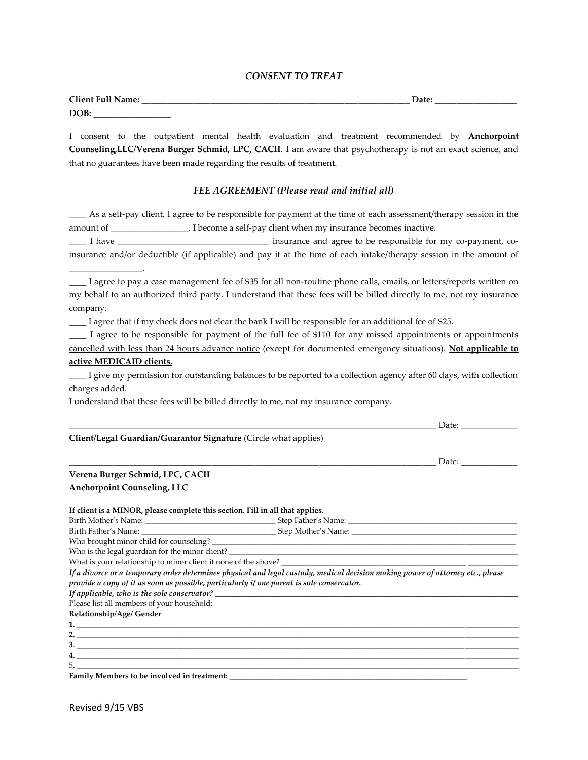## *CONSENT TO TREAT*

**Client Full Name:** _______________________________________________________________ **Date:** ___________________
**DOB:** _________________

I consent to the outpatient mental health evaluation and treatment recommended by **Anchorpoint Counseling,LLC/Verena Burger Schmid, LPC, CACII**. I am aware that psychotherapy is not an exact science, and that no guarantees have been made regarding the results of treatment.

### *FEE AGREEMENT (Please read and initial all)*

____ As a self-pay client, I agree to be responsible for payment at the time of each assessment/therapy session in the amount of _________________. I become a self-pay client when my insurance becomes inactive.

____ I have ___________________________________ insurance and agree to be responsible for my co-payment, co-insurance and/or deductible (if applicable) and pay it at the time of each intake/therapy session in the amount of _________________.

____ I agree to pay a case management fee of $35 for all non-routine phone calls, emails, or letters/reports written on my behalf to an authorized third party. I understand that these fees will be billed directly to me, not my insurance company.

____ I agree that if my check does not clear the bank I will be responsible for an additional fee of $25.

____ I agree to be responsible for payment of the full fee of $110 for any missed appointments or appointments <u>cancelled with less than 24 hours advance notice</u> (except for documented emergency situations). **<u>Not applicable to active MEDICAID clients.</u>**

____ I give my permission for outstanding balances to be reported to a collection agency after 60 days, with collection charges added.

I understand that these fees will be billed directly to me, not my insurance company.

_________________________________________________________________________________________ Date: _____________
**Client/Legal Guardian/Guarantor Signature** (Circle what applies)

_________________________________________________________________________________________ Date: _____________
**Verena Burger Schmid, LPC, CACII**
**Anchorpoint Counseling, LLC**

**<u>If client is a MINOR, please complete this section. Fill in all that applies.</u>**

Birth Mother's Name: __________________________________ Step Father's Name: ____________________________________________
Birth Father's Name: ___________________________________ Step Mother's Name: ___________________________________________
Who brought minor child for counseling? _______________________________________________________________________________
Who is the legal guardian for the minor client? _________________________________________________________________________
What is your relationship to minor client if none of the above? ________________________________________________ _____________

***If a divorce or a temporary order determines physical and legal custody, medical decision making power of attorney etc., please provide a copy of it as soon as possible, particularly if one parent is sole conservator.***

***If applicable, who is the sole conservator?*** ________________________________________________________________________________

<u>Please list all members of your household:</u>

**Relationship/Age/ Gender**

**1**. ________________________________________________________________________________________________________________
**2**. ________________________________________________________________________________________________________________
**3**. ________________________________________________________________________________________________________________
**4**. ________________________________________________________________________________________________________________
5. ________________________________________________________________________________________________________________

**Family Members to be involved in treatment:** _______________________________________________________________

Revised 9/15 VBS